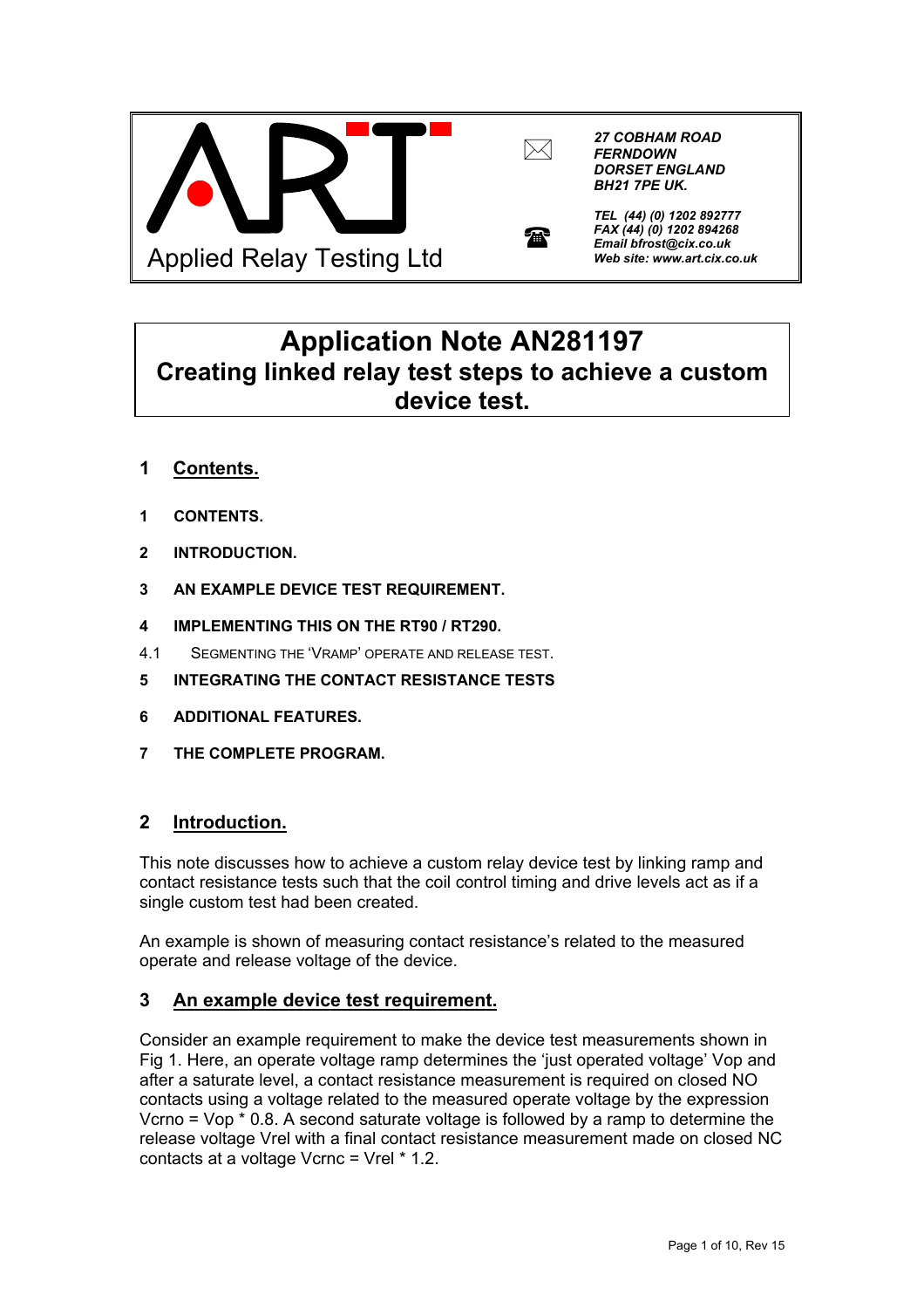Applied Relay Testing Ltd

***27 COBHAM ROAD***
***FERNDOWN***
***DORSET ENGLAND***
***BH21 7PE UK.***

***TEL (44) (0) 1202 892777***
***FAX (44) (0) 1202 894268***
***Email bfrost@cix.co.uk***
***Web site: www.art.cix.co.uk***

# Application Note AN281197
# Creating linked relay test steps to achieve a custom device test.

## 1 Contents.

1 CONTENTS.

2 INTRODUCTION.

3 AN EXAMPLE DEVICE TEST REQUIREMENT.

4 IMPLEMENTING THIS ON THE RT90 / RT290.

4.1 SEGMENTING THE 'VRAMP' OPERATE AND RELEASE TEST.

5 INTEGRATING THE CONTACT RESISTANCE TESTS

6 ADDITIONAL FEATURES.

7 THE COMPLETE PROGRAM.

## 2 Introduction.

This note discusses how to achieve a custom relay device test by linking ramp and contact resistance tests such that the coil control timing and drive levels act as if a single custom test had been created.

An example is shown of measuring contact resistance's related to the measured operate and release voltage of the device.

## 3 An example device test requirement.

Consider an example requirement to make the device test measurements shown in Fig 1. Here, an operate voltage ramp determines the 'just operated voltage' Vop and after a saturate level, a contact resistance measurement is required on closed NO contacts using a voltage related to the measured operate voltage by the expression Vcrno = Vop * 0.8. A second saturate voltage is followed by a ramp to determine the release voltage Vrel with a final contact resistance measurement made on closed NC contacts at a voltage Vcrnc = Vrel * 1.2.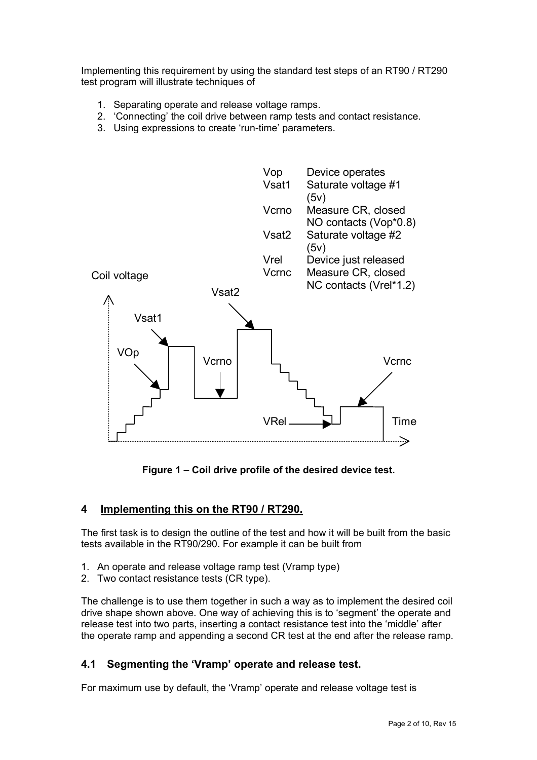Implementing this requirement by using the standard test steps of an RT90 / RT290 test program will illustrate techniques of

1. Separating operate and release voltage ramps.
2. 'Connecting' the coil drive between ramp tests and contact resistance.
3. Using expressions to create 'run-time' parameters.

| | |
|---|---|
| Vop | Device operates |
| Vsat1 | Saturate voltage #1 (5v) |
| Vcrno | Measure CR, closed NO contacts (Vop*0.8) |
| Vsat2 | Saturate voltage #2 (5v) |
| Vrel | Device just released |
| Vcrnc | Measure CR, closed NC contacts (Vrel*1.2) |

**Figure 1 – Coil drive profile of the desired device test.**

## 4 Implementing this on the RT90 / RT290.

The first task is to design the outline of the test and how it will be built from the basic tests available in the RT90/290. For example it can be built from

1. An operate and release voltage ramp test (Vramp type)
2. Two contact resistance tests (CR type).

The challenge is to use them together in such a way as to implement the desired coil drive shape shown above. One way of achieving this is to 'segment' the operate and release test into two parts, inserting a contact resistance test into the 'middle' after the operate ramp and appending a second CR test at the end after the release ramp.

### 4.1 Segmenting the 'Vramp' operate and release test.

For maximum use by default, the 'Vramp' operate and release voltage test is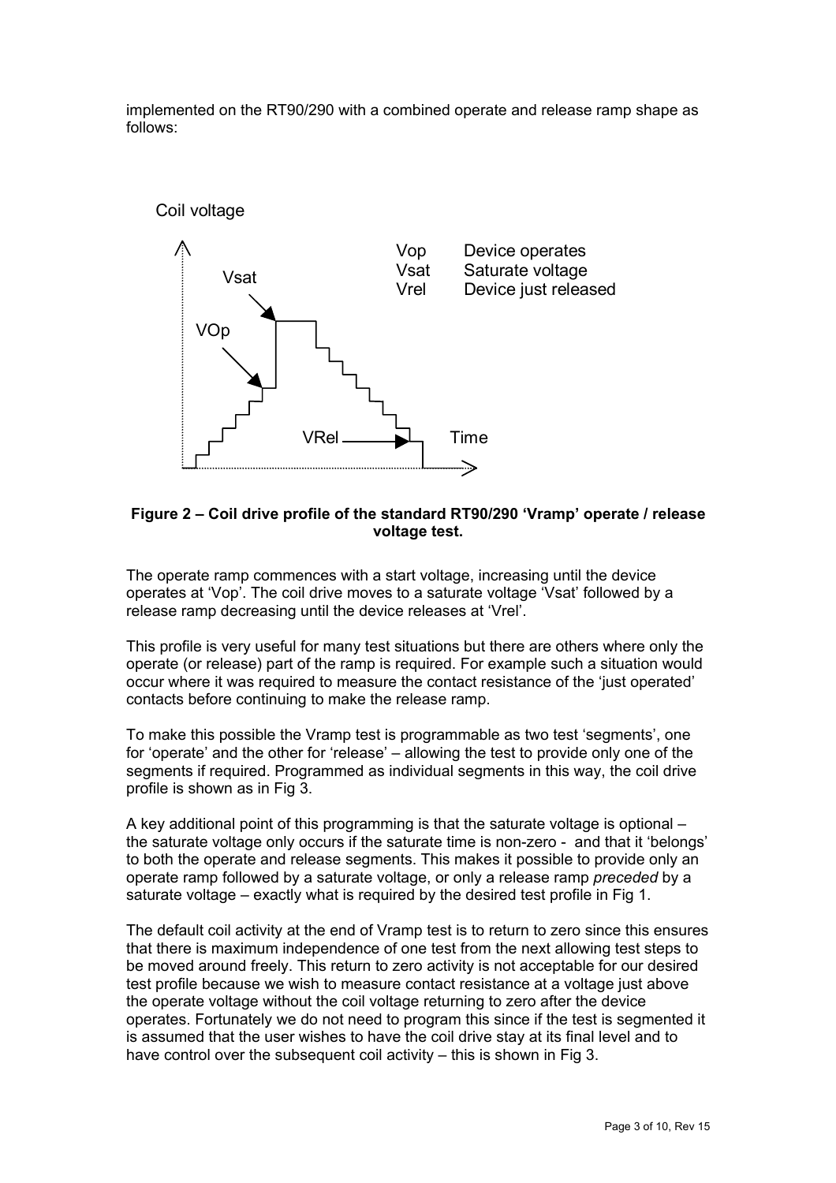implemented on the RT90/290 with a combined operate and release ramp shape as follows:

Coil voltage

Vsat

VOp

VRel

Time

Vop Device operates
Vsat Saturate voltage
Vrel Device just released

**Figure 2 – Coil drive profile of the standard RT90/290 'Vramp' operate / release voltage test.**

The operate ramp commences with a start voltage, increasing until the device operates at 'Vop'. The coil drive moves to a saturate voltage 'Vsat' followed by a release ramp decreasing until the device releases at 'Vrel'.

This profile is very useful for many test situations but there are others where only the operate (or release) part of the ramp is required. For example such a situation would occur where it was required to measure the contact resistance of the 'just operated' contacts before continuing to make the release ramp.

To make this possible the Vramp test is programmable as two test 'segments', one for 'operate' and the other for 'release' – allowing the test to provide only one of the segments if required. Programmed as individual segments in this way, the coil drive profile is shown as in Fig 3.

A key additional point of this programming is that the saturate voltage is optional – the saturate voltage only occurs if the saturate time is non-zero - and that it 'belongs' to both the operate and release segments. This makes it possible to provide only an operate ramp followed by a saturate voltage, or only a release ramp *preceded* by a saturate voltage – exactly what is required by the desired test profile in Fig 1.

The default coil activity at the end of Vramp test is to return to zero since this ensures that there is maximum independence of one test from the next allowing test steps to be moved around freely. This return to zero activity is not acceptable for our desired test profile because we wish to measure contact resistance at a voltage just above the operate voltage without the coil voltage returning to zero after the device operates. Fortunately we do not need to program this since if the test is segmented it is assumed that the user wishes to have the coil drive stay at its final level and to have control over the subsequent coil activity – this is shown in Fig 3.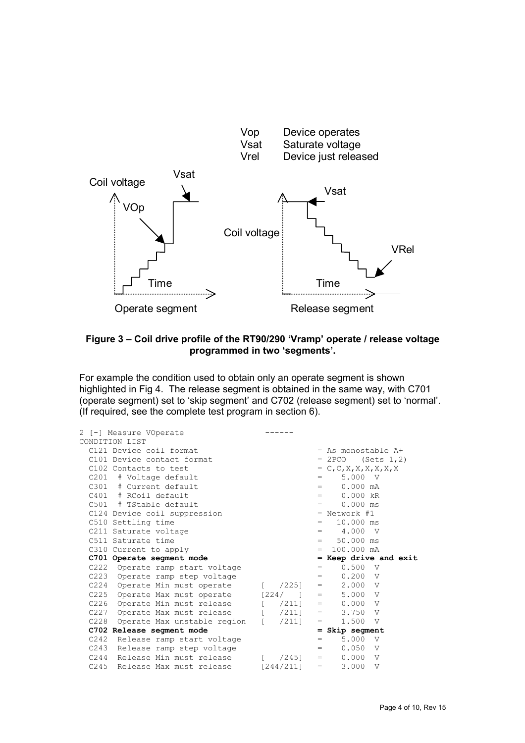Vop Device operates
Vsat Saturate voltage
Vrel Device just released

**Figure 3 – Coil drive profile of the RT90/290 'Vramp' operate / release voltage programmed in two 'segments'.**

For example the condition used to obtain only an operate segment is shown highlighted in Fig 4. The release segment is obtained in the same way, with C701 (operate segment) set to 'skip segment' and C702 (release segment) set to 'normal'. (If required, see the complete test program in section 6).

```
2 [-] Measure VOperate                 ------
CONDITION LIST
  C121 Device coil format                          = As monostable A+
  C101 Device contact format                       = 2PCO   (Sets 1,2)
  C102 Contacts to test                            = C,C,X,X,X,X,X,X
  C201  # Voltage default                          =    5.000  V
  C301  # Current default                          =    0.000 mA
  C401  # RCoil default                            =    0.000 kR
  C501  # TStable default                          =    0.000 ms
  C124 Device coil suppression                     = Network #1
  C510 Settling time                               =   10.000 ms
  C211 Saturate voltage                            =    4.000  V
  C511 Saturate time                               =   50.000 ms
  C310 Current to apply                            =  100.000 mA
  C701 Operate segment mode                        = Keep drive and exit
  C222  Operate ramp start voltage                 =    0.500  V
  C223  Operate ramp step voltage                  =    0.200  V
  C224  Operate Min must operate      [   /225]    =    2.000  V
  C225  Operate Max must operate      [224/   ]    =    5.000  V
  C226  Operate Min must release      [   /211]    =    0.000  V
  C227  Operate Max must release      [   /211]    =    3.750  V
  C228  Operate Max unstable region   [   /211]    =    1.500  V
  C702 Release segment mode                        = Skip segment
  C242  Release ramp start voltage                 =    5.000  V
  C243  Release ramp step voltage                  =    0.050  V
  C244  Release Min must release      [   /245]    =    0.000  V
  C245  Release Max must release      [244/211]    =    3.000  V
```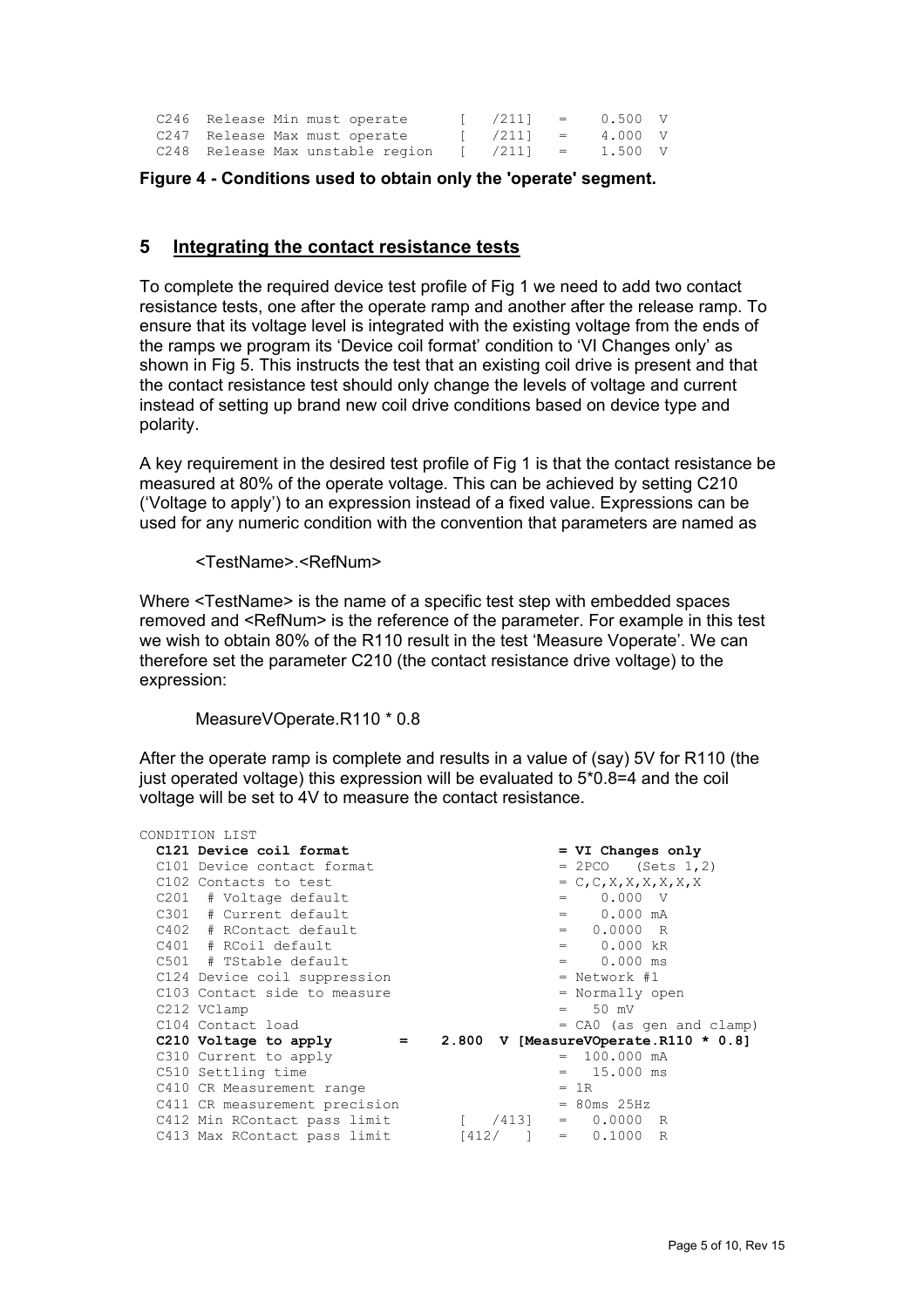```
C246  Release Min must operate      [   /211]   =    0.500  V
C247  Release Max must operate      [   /211]   =    4.000  V
C248  Release Max unstable region   [   /211]   =    1.500  V
```

**Figure 4 - Conditions used to obtain only the 'operate' segment.**

## 5 Integrating the contact resistance tests

To complete the required device test profile of Fig 1 we need to add two contact resistance tests, one after the operate ramp and another after the release ramp. To ensure that its voltage level is integrated with the existing voltage from the ends of the ramps we program its 'Device coil format' condition to 'VI Changes only' as shown in Fig 5. This instructs the test that an existing coil drive is present and that the contact resistance test should only change the levels of voltage and current instead of setting up brand new coil drive conditions based on device type and polarity.

A key requirement in the desired test profile of Fig 1 is that the contact resistance be measured at 80% of the operate voltage. This can be achieved by setting C210 ('Voltage to apply') to an expression instead of a fixed value. Expressions can be used for any numeric condition with the convention that parameters are named as

<TestName>.<RefNum>

Where <TestName> is the name of a specific test step with embedded spaces removed and <RefNum> is the reference of the parameter. For example in this test we wish to obtain 80% of the R110 result in the test 'Measure Voperate'. We can therefore set the parameter C210 (the contact resistance drive voltage) to the expression:

MeasureVOperate.R110 * 0.8

After the operate ramp is complete and results in a value of (say) 5V for R110 (the just operated voltage) this expression will be evaluated to 5*0.8=4 and the coil voltage will be set to 4V to measure the contact resistance.

```
CONDITION LIST
  C121 Device coil format                        = VI Changes only
  C101 Device contact format                     = 2PCO   (Sets 1,2)
  C102 Contacts to test                          = C,C,X,X,X,X,X,X
  C201  # Voltage default                        =    0.000  V
  C301  # Current default                        =    0.000 mA
  C402  # RContact default                       =   0.0000  R
  C401  # RCoil default                          =    0.000 kR
  C501  # TStable default                        =    0.000 ms
  C124 Device coil suppression                   = Network #1
  C103 Contact side to measure                   = Normally open
  C212 VClamp                                    =   50 mV
  C104 Contact load                              = CA0 (as gen and clamp)
  C210 Voltage to apply       =    2.800  V [MeasureVOperate.R110 * 0.8]
  C310 Current to apply                          =  100.000 mA
  C510 Settling time                             =   15.000 ms
  C410 CR Measurement range                      = 1R
  C411 CR measurement precision                  = 80ms 25Hz
  C412 Min RContact pass limit        [   /413]  =   0.0000  R
  C413 Max RContact pass limit        [412/   ]  =   0.1000  R
```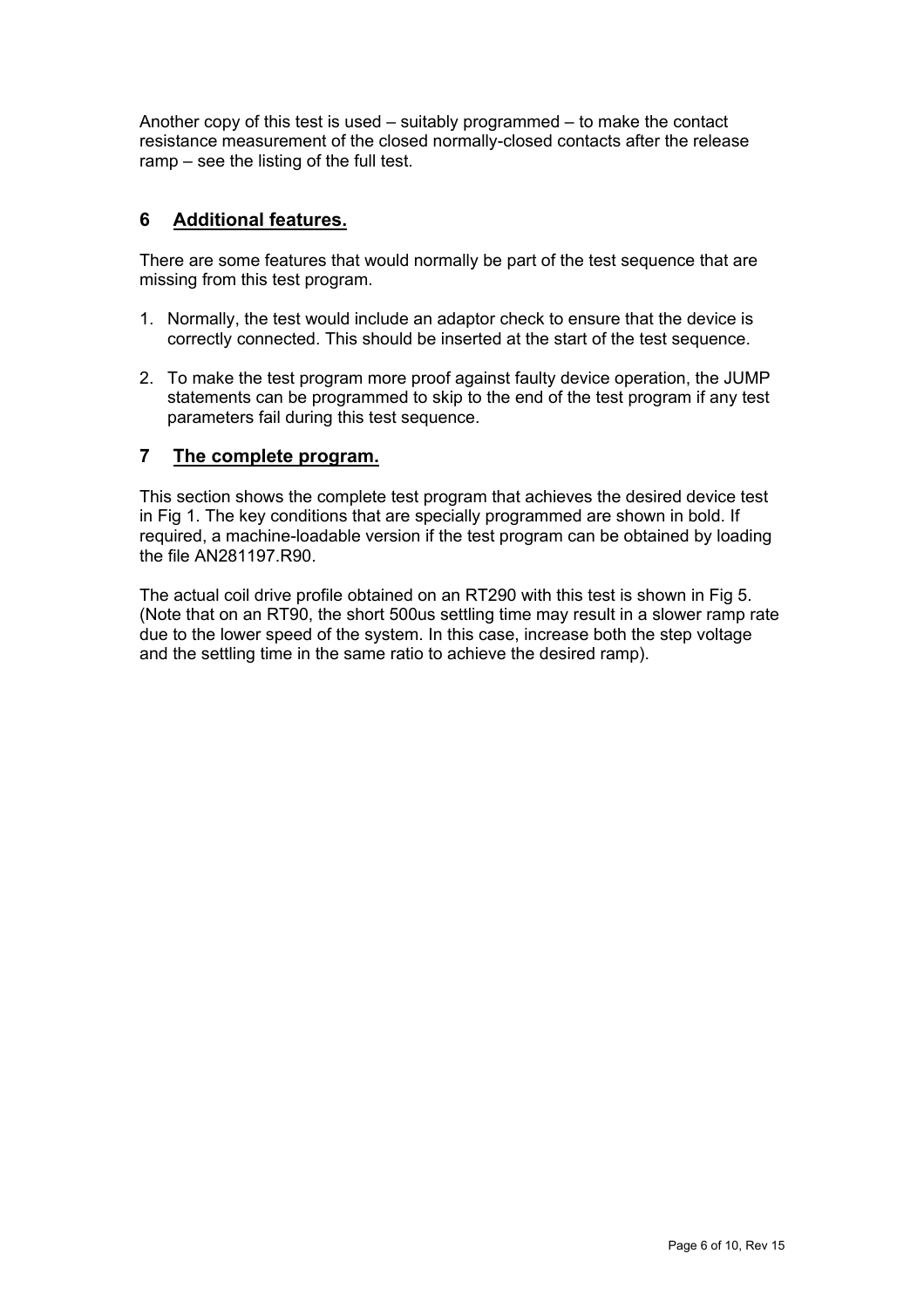Another copy of this test is used – suitably programmed – to make the contact resistance measurement of the closed normally-closed contacts after the release ramp – see the listing of the full test.

## 6 Additional features.

There are some features that would normally be part of the test sequence that are missing from this test program.

1. Normally, the test would include an adaptor check to ensure that the device is correctly connected. This should be inserted at the start of the test sequence.

2. To make the test program more proof against faulty device operation, the JUMP statements can be programmed to skip to the end of the test program if any test parameters fail during this test sequence.

## 7 The complete program.

This section shows the complete test program that achieves the desired device test in Fig 1. The key conditions that are specially programmed are shown in bold. If required, a machine-loadable version if the test program can be obtained by loading the file AN281197.R90.

The actual coil drive profile obtained on an RT290 with this test is shown in Fig 5. (Note that on an RT90, the short 500us settling time may result in a slower ramp rate due to the lower speed of the system. In this case, increase both the step voltage and the settling time in the same ratio to achieve the desired ramp).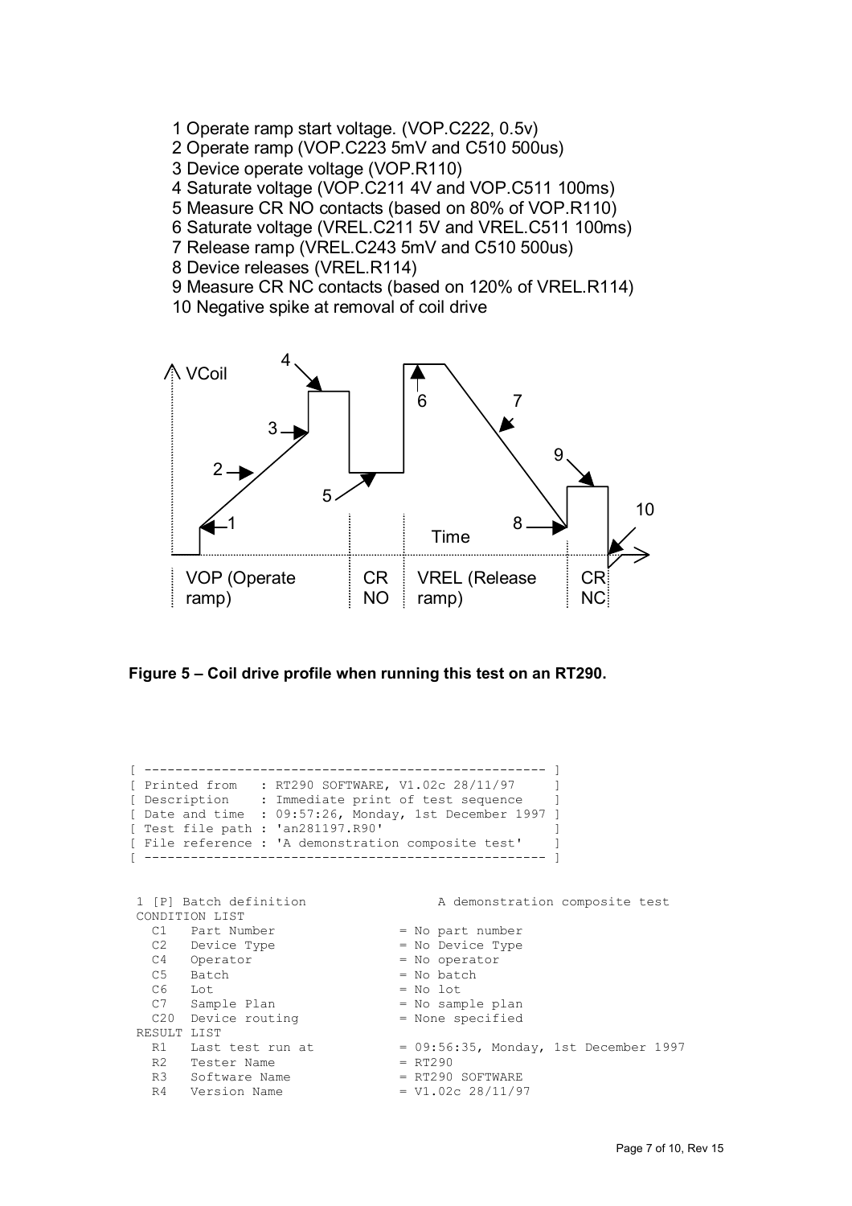1 Operate ramp start voltage. (VOP.C222, 0.5v)
2 Operate ramp (VOP.C223 5mV and C510 500us)
3 Device operate voltage (VOP.R110)
4 Saturate voltage (VOP.C211 4V and VOP.C511 100ms)
5 Measure CR NO contacts (based on 80% of VOP.R110)
6 Saturate voltage (VREL.C211 5V and VREL.C511 100ms)
7 Release ramp (VREL.C243 5mV and C510 500us)
8 Device releases (VREL.R114)
9 Measure CR NC contacts (based on 120% of VREL.R114)
10 Negative spike at removal of coil drive

**Figure 5 – Coil drive profile when running this test on an RT290.**

```
[ ---------------------------------------------------- ]
[ Printed from   : RT290 SOFTWARE, V1.02c 28/11/97     ]
[ Description    : Immediate print of test sequence    ]
[ Date and time  : 09:57:26, Monday, 1st December 1997 ]
[ Test file path : 'an281197.R90'                      ]
[ File reference : 'A demonstration composite test'    ]
[ ---------------------------------------------------- ]


 1 [P] Batch definition                  A demonstration composite test
 CONDITION LIST
   C1   Part Number                 = No part number
   C2   Device Type                 = No Device Type
   C4   Operator                    = No operator
   C5   Batch                       = No batch
   C6   Lot                         = No lot
   C7   Sample Plan                 = No sample plan
   C20  Device routing              = None specified
 RESULT LIST
   R1   Last test run at            = 09:56:35, Monday, 1st December 1997
   R2   Tester Name                 = RT290
   R3   Software Name               = RT290 SOFTWARE
   R4   Version Name                = V1.02c 28/11/97
```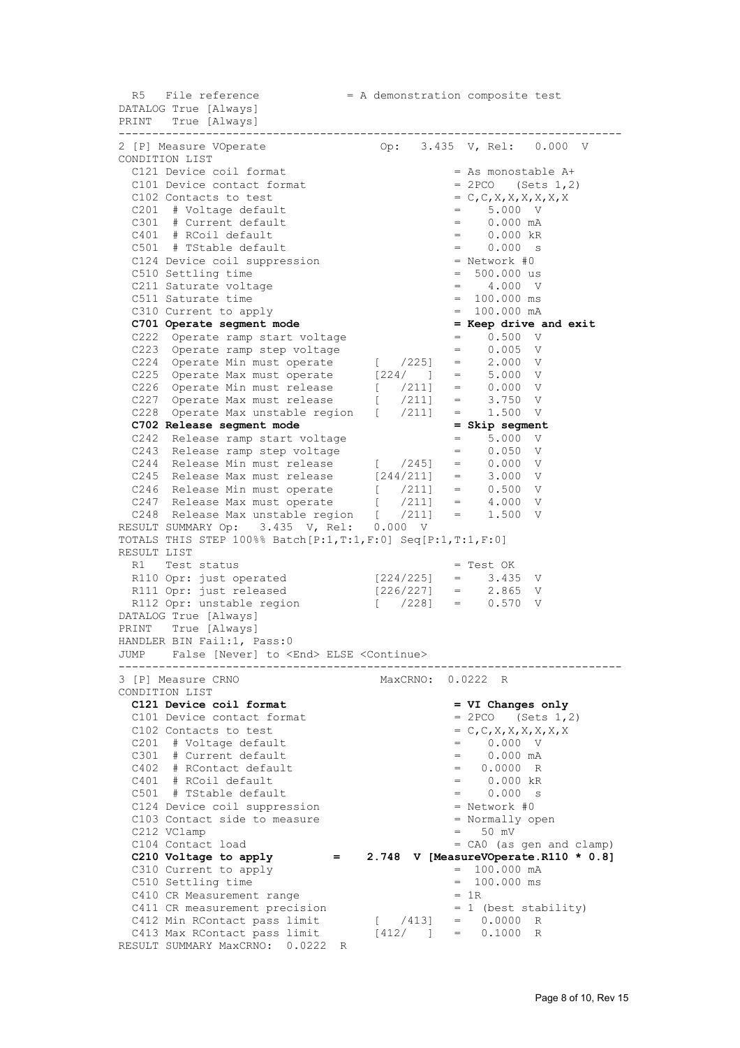```
  R5   File reference            = A demonstration composite test
DATALOG True [Always]
PRINT   True [Always]
--------------------------------------------------------------------------
2 [P] Measure VOperate                Op:   3.435  V, Rel:   0.000  V
CONDITION LIST
  C121 Device coil format                          = As monostable A+
  C101 Device contact format                       = 2PCO   (Sets 1,2)
  C102 Contacts to test                            = C,C,X,X,X,X,X,X
  C201  # Voltage default                          =    5.000  V
  C301  # Current default                          =    0.000 mA
  C401  # RCoil default                            =    0.000 kR
  C501  # TStable default                          =    0.000  s
  C124 Device coil suppression                     = Network #0
  C510 Settling time                               =  500.000 us
  C211 Saturate voltage                            =    4.000  V
  C511 Saturate time                               =  100.000 ms
  C310 Current to apply                            =  100.000 mA
  C701 Operate segment mode                        = Keep drive and exit
  C222  Operate ramp start voltage                 =    0.500  V
  C223  Operate ramp step voltage                  =    0.005  V
  C224  Operate Min must operate      [   /225]    =    2.000  V
  C225  Operate Max must operate      [224/   ]    =    5.000  V
  C226  Operate Min must release      [   /211]    =    0.000  V
  C227  Operate Max must release      [   /211]    =    3.750  V
  C228  Operate Max unstable region   [   /211]    =    1.500  V
  C702 Release segment mode                        = Skip segment
  C242  Release ramp start voltage                 =    5.000  V
  C243  Release ramp step voltage                  =    0.050  V
  C244  Release Min must release      [   /245]    =    0.000  V
  C245  Release Max must release      [244/211]    =    3.000  V
  C246  Release Min must operate      [   /211]    =    0.500  V
  C247  Release Max must operate      [   /211]    =    4.000  V
  C248  Release Max unstable region   [   /211]    =    1.500  V
RESULT SUMMARY Op:   3.435  V, Rel:   0.000  V
TOTALS THIS STEP 100%% Batch[P:1,T:1,F:0] Seq[P:1,T:1,F:0]
RESULT LIST
  R1   Test status                                 = Test OK
  R110 Opr: just operated             [224/225]    =    3.435  V
  R111 Opr: just released             [226/227]    =    2.865  V
  R112 Opr: unstable region           [   /228]    =    0.570  V
DATALOG True [Always]
PRINT   True [Always]
HANDLER BIN Fail:1, Pass:0
JUMP    False [Never] to <End> ELSE <Continue>
--------------------------------------------------------------------------
3 [P] Measure CRNO                       MaxCRNO:  0.0222  R
CONDITION LIST
  C121 Device coil format                          = VI Changes only
  C101 Device contact format                       = 2PCO   (Sets 1,2)
  C102 Contacts to test                            = C,C,X,X,X,X,X,X
  C201  # Voltage default                          =    0.000  V
  C301  # Current default                          =    0.000 mA
  C402  # RContact default                         =   0.0000  R
  C401  # RCoil default                            =    0.000 kR
  C501  # TStable default                          =    0.000  s
  C124 Device coil suppression                     = Network #0
  C103 Contact side to measure                     = Normally open
  C212 VClamp                                      =    50 mV
  C104 Contact load                                = CA0 (as gen and clamp)
  C210 Voltage to apply        =    2.748  V [MeasureVOperate.R110 * 0.8]
  C310 Current to apply                            =  100.000 mA
  C510 Settling time                               =  100.000 ms
  C410 CR Measurement range                        = 1R
  C411 CR measurement precision                    = 1 (best stability)
  C412 Min RContact pass limit        [   /413]    =   0.0000  R
  C413 Max RContact pass limit        [412/   ]    =   0.1000  R
RESULT SUMMARY MaxCRNO:  0.0222  R
```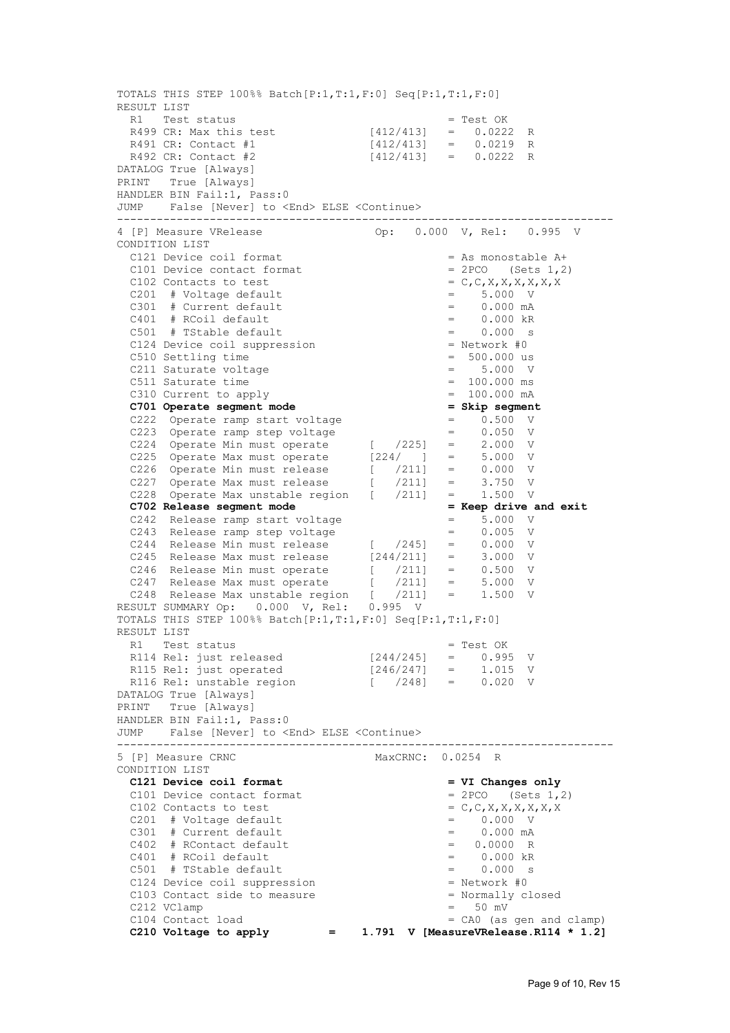```
TOTALS THIS STEP 100%% Batch[P:1,T:1,F:0] Seq[P:1,T:1,F:0]
RESULT LIST
  R1   Test status                            = Test OK
  R499 CR: Max this test          [412/413]   =   0.0222  R
  R491 CR: Contact #1             [412/413]   =   0.0219  R
  R492 CR: Contact #2             [412/413]   =   0.0222  R
DATALOG True [Always]
PRINT   True [Always]
HANDLER BIN Fail:1, Pass:0
JUMP    False [Never] to <End> ELSE <Continue>
--------------------------------------------------------------------------
4 [P] Measure VRelease               Op:   0.000  V, Rel:   0.995  V
CONDITION LIST
  C121 Device coil format                       = As monostable A+
  C101 Device contact format                    = 2PCO   (Sets 1,2)
  C102 Contacts to test                         = C,C,X,X,X,X,X,X
  C201  # Voltage default                       =    5.000  V
  C301  # Current default                       =    0.000 mA
  C401  # RCoil default                         =    0.000 kR
  C501  # TStable default                       =    0.000  s
  C124 Device coil suppression                  = Network #0
  C510 Settling time                            =  500.000 us
  C211 Saturate voltage                         =    5.000  V
  C511 Saturate time                            =  100.000 ms
  C310 Current to apply                         =  100.000 mA
  C701 Operate segment mode                     = Skip segment
  C222  Operate ramp start voltage              =    0.500  V
  C223  Operate ramp step voltage               =    0.050  V
  C224  Operate Min must operate      [   /225]  =    2.000  V
  C225  Operate Max must operate      [224/   ]  =    5.000  V
  C226  Operate Min must release      [   /211]  =    0.000  V
  C227  Operate Max must release      [   /211]  =    3.750  V
  C228  Operate Max unstable region   [   /211]  =    1.500  V
  C702 Release segment mode                     = Keep drive and exit
  C242  Release ramp start voltage              =    5.000  V
  C243  Release ramp step voltage               =    0.005  V
  C244  Release Min must release      [   /245]  =    0.000  V
  C245  Release Max must release      [244/211]  =    3.000  V
  C246  Release Min must operate      [   /211]  =    0.500  V
  C247  Release Max must operate      [   /211]  =    5.000  V
  C248  Release Max unstable region   [   /211]  =    1.500  V
RESULT SUMMARY Op:   0.000  V, Rel:   0.995  V
TOTALS THIS STEP 100%% Batch[P:1,T:1,F:0] Seq[P:1,T:1,F:0]
RESULT LIST
  R1   Test status                            = Test OK
  R114 Rel: just released         [244/245]   =    0.995  V
  R115 Rel: just operated         [246/247]   =    1.015  V
  R116 Rel: unstable region       [   /248]   =    0.020  V
DATALOG True [Always]
PRINT   True [Always]
HANDLER BIN Fail:1, Pass:0
JUMP    False [Never] to <End> ELSE <Continue>
--------------------------------------------------------------------------
5 [P] Measure CRNC                  MaxCRNC:  0.0254  R
CONDITION LIST
  C121 Device coil format                       = VI Changes only
  C101 Device contact format                    = 2PCO   (Sets 1,2)
  C102 Contacts to test                         = C,C,X,X,X,X,X,X
  C201  # Voltage default                       =    0.000  V
  C301  # Current default                       =    0.000 mA
  C402  # RContact default                      =   0.0000  R
  C401  # RCoil default                         =    0.000 kR
  C501  # TStable default                       =    0.000  s
  C124 Device coil suppression                  = Network #0
  C103 Contact side to measure                  = Normally closed
  C212 VClamp                                   =   50 mV
  C104 Contact load                             = CA0 (as gen and clamp)
  C210 Voltage to apply         =    1.791  V [MeasureVRelease.R114 * 1.2]
```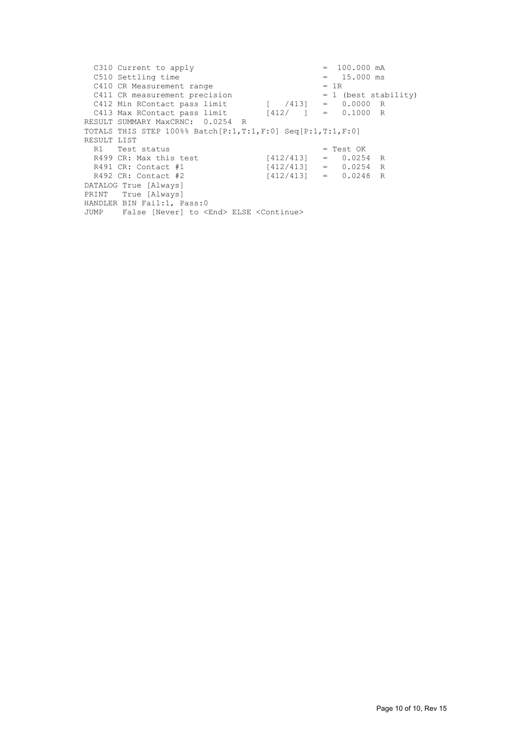```
  C310 Current to apply                          =  100.000 mA
  C510 Settling time                             =   15.000 ms
  C410 CR Measurement range                      = 1R
  C411 CR measurement precision                  = 1 (best stability)
  C412 Min RContact pass limit        [   /413]  =   0.0000  R
  C413 Max RContact pass limit        [412/   ]  =   0.1000  R
RESULT SUMMARY MaxCRNC:  0.0254  R
TOTALS THIS STEP 100%% Batch[P:1,T:1,F:0] Seq[P:1,T:1,F:0]
RESULT LIST
  R1   Test status                               = Test OK
  R499 CR: Max this test              [412/413]  =   0.0254  R
  R491 CR: Contact #1                 [412/413]  =   0.0254  R
  R492 CR: Contact #2                 [412/413]  =   0.0248  R
DATALOG True [Always]
PRINT   True [Always]
HANDLER BIN Fail:1, Pass:0
JUMP    False [Never] to <End> ELSE <Continue>
```